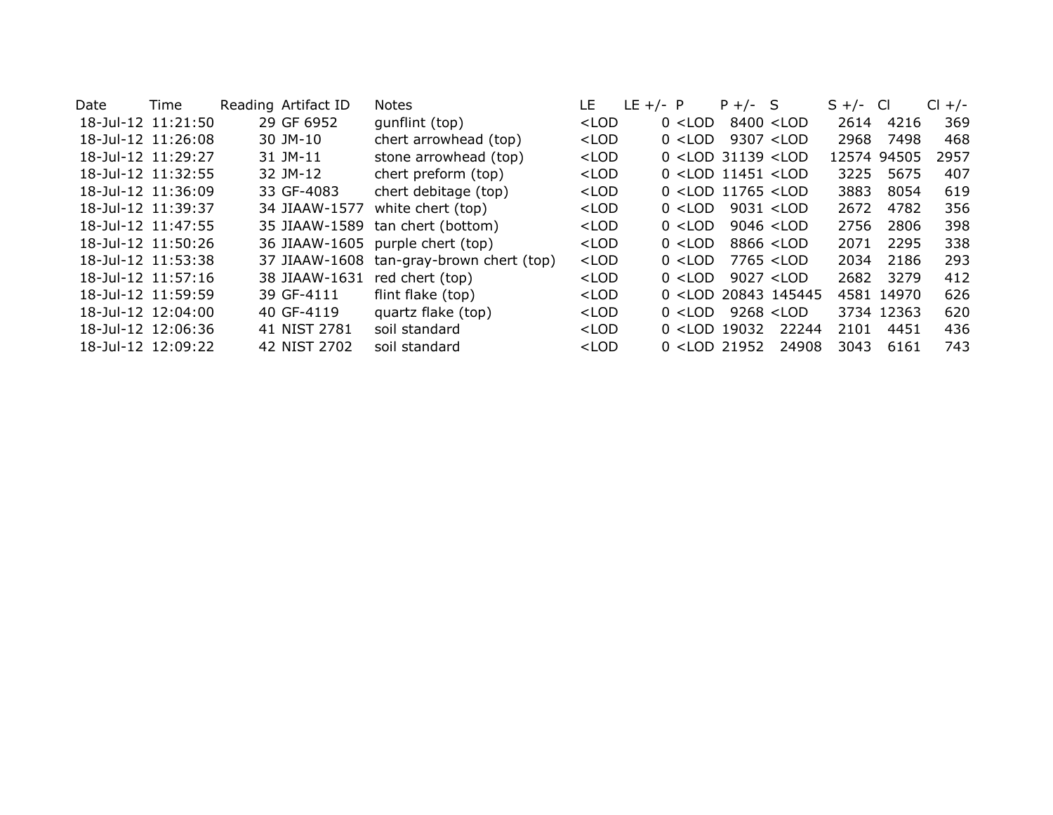| Date | Time | Reading | Artifact ID | Notes | LE | LE +/- | P | P +/- | S | S +/- | Cl | Cl +/- |
|---|---|---|---|---|---|---|---|---|---|---|---|---|
| 18-Jul-12 | 11:21:50 | 29 | GF 6952 | gunflint (top) | <LOD | 0 | <LOD | 8400 | <LOD | 2614 | 4216 | 369 |
| 18-Jul-12 | 11:26:08 | 30 | JM-10 | chert arrowhead (top) | <LOD | 0 | <LOD | 9307 | <LOD | 2968 | 7498 | 468 |
| 18-Jul-12 | 11:29:27 | 31 | JM-11 | stone arrowhead (top) | <LOD | 0 | <LOD | 31139 | <LOD | 12574 | 94505 | 2957 |
| 18-Jul-12 | 11:32:55 | 32 | JM-12 | chert preform (top) | <LOD | 0 | <LOD | 11451 | <LOD | 3225 | 5675 | 407 |
| 18-Jul-12 | 11:36:09 | 33 | GF-4083 | chert debitage (top) | <LOD | 0 | <LOD | 11765 | <LOD | 3883 | 8054 | 619 |
| 18-Jul-12 | 11:39:37 | 34 | JIAAW-1577 | white chert (top) | <LOD | 0 | <LOD | 9031 | <LOD | 2672 | 4782 | 356 |
| 18-Jul-12 | 11:47:55 | 35 | JIAAW-1589 | tan chert (bottom) | <LOD | 0 | <LOD | 9046 | <LOD | 2756 | 2806 | 398 |
| 18-Jul-12 | 11:50:26 | 36 | JIAAW-1605 | purple chert (top) | <LOD | 0 | <LOD | 8866 | <LOD | 2071 | 2295 | 338 |
| 18-Jul-12 | 11:53:38 | 37 | JIAAW-1608 | tan-gray-brown chert (top) | <LOD | 0 | <LOD | 7765 | <LOD | 2034 | 2186 | 293 |
| 18-Jul-12 | 11:57:16 | 38 | JIAAW-1631 | red chert (top) | <LOD | 0 | <LOD | 9027 | <LOD | 2682 | 3279 | 412 |
| 18-Jul-12 | 11:59:59 | 39 | GF-4111 | flint flake (top) | <LOD | 0 | <LOD | 20843 | 145445 | 4581 | 14970 | 626 |
| 18-Jul-12 | 12:04:00 | 40 | GF-4119 | quartz flake (top) | <LOD | 0 | <LOD | 9268 | <LOD | 3734 | 12363 | 620 |
| 18-Jul-12 | 12:06:36 | 41 | NIST 2781 | soil standard | <LOD | 0 | <LOD | 19032 | 22244 | 2101 | 4451 | 436 |
| 18-Jul-12 | 12:09:22 | 42 | NIST 2702 | soil standard | <LOD | 0 | <LOD | 21952 | 24908 | 3043 | 6161 | 743 |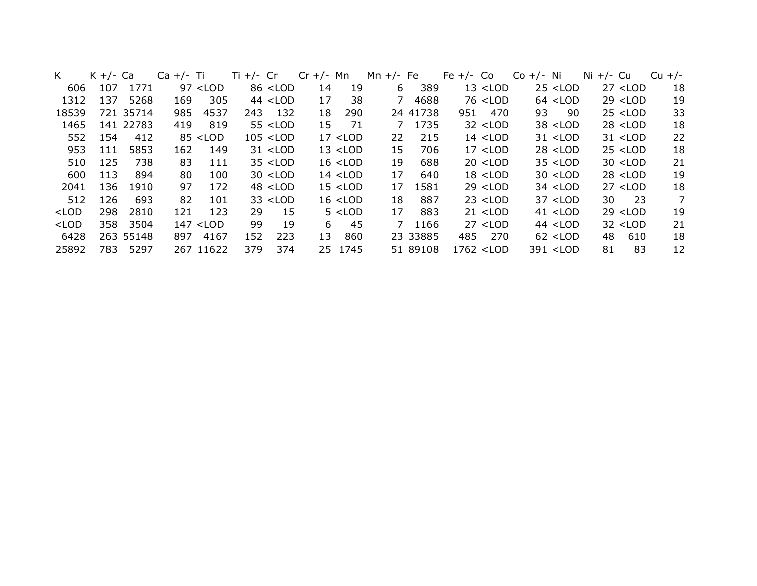| K | K +/- | Ca | Ca +/- | Ti | Ti +/- | Cr | Cr +/- | Mn | Mn +/- | Fe | Fe +/- | Co | Co +/- | Ni | Ni +/- | Cu | Cu +/- |
|---|---|---|---|---|---|---|---|---|---|---|---|---|---|---|---|---|---|
| 606 | 107 | 1771 | 97 | <LOD | 86 | <LOD | 14 | 19 | 6 | 389 | 13 | <LOD | 25 | <LOD | 27 | <LOD | 18 |
| 1312 | 137 | 5268 | 169 | 305 | 44 | <LOD | 17 | 38 | 7 | 4688 | 76 | <LOD | 64 | <LOD | 29 | <LOD | 19 |
| 18539 | 721 | 35714 | 985 | 4537 | 243 | 132 | 18 | 290 | 24 | 41738 | 951 | 470 | 93 | 90 | 25 | <LOD | 33 |
| 1465 | 141 | 22783 | 419 | 819 | 55 | <LOD | 15 | 71 | 7 | 1735 | 32 | <LOD | 38 | <LOD | 28 | <LOD | 18 |
| 552 | 154 | 412 | 85 | <LOD | 105 | <LOD | 17 | <LOD | 22 | 215 | 14 | <LOD | 31 | <LOD | 31 | <LOD | 22 |
| 953 | 111 | 5853 | 162 | 149 | 31 | <LOD | 13 | <LOD | 15 | 706 | 17 | <LOD | 28 | <LOD | 25 | <LOD | 18 |
| 510 | 125 | 738 | 83 | 111 | 35 | <LOD | 16 | <LOD | 19 | 688 | 20 | <LOD | 35 | <LOD | 30 | <LOD | 21 |
| 600 | 113 | 894 | 80 | 100 | 30 | <LOD | 14 | <LOD | 17 | 640 | 18 | <LOD | 30 | <LOD | 28 | <LOD | 19 |
| 2041 | 136 | 1910 | 97 | 172 | 48 | <LOD | 15 | <LOD | 17 | 1581 | 29 | <LOD | 34 | <LOD | 27 | <LOD | 18 |
| 512 | 126 | 693 | 82 | 101 | 33 | <LOD | 16 | <LOD | 18 | 887 | 23 | <LOD | 37 | <LOD | 30 | 23 | 7 |
| <LOD | 298 | 2810 | 121 | 123 | 29 | 15 | 5 | <LOD | 17 | 883 | 21 | <LOD | 41 | <LOD | 29 | <LOD | 19 |
| <LOD | 358 | 3504 | 147 | <LOD | 99 | 19 | 6 | 45 | 7 | 1166 | 27 | <LOD | 44 | <LOD | 32 | <LOD | 21 |
| 6428 | 263 | 55148 | 897 | 4167 | 152 | 223 | 13 | 860 | 23 | 33885 | 485 | 270 | 62 | <LOD | 48 | 610 | 18 |
| 25892 | 783 | 5297 | 267 | 11622 | 379 | 374 | 25 | 1745 | 51 | 89108 | 1762 | <LOD | 391 | <LOD | 81 | 83 | 12 |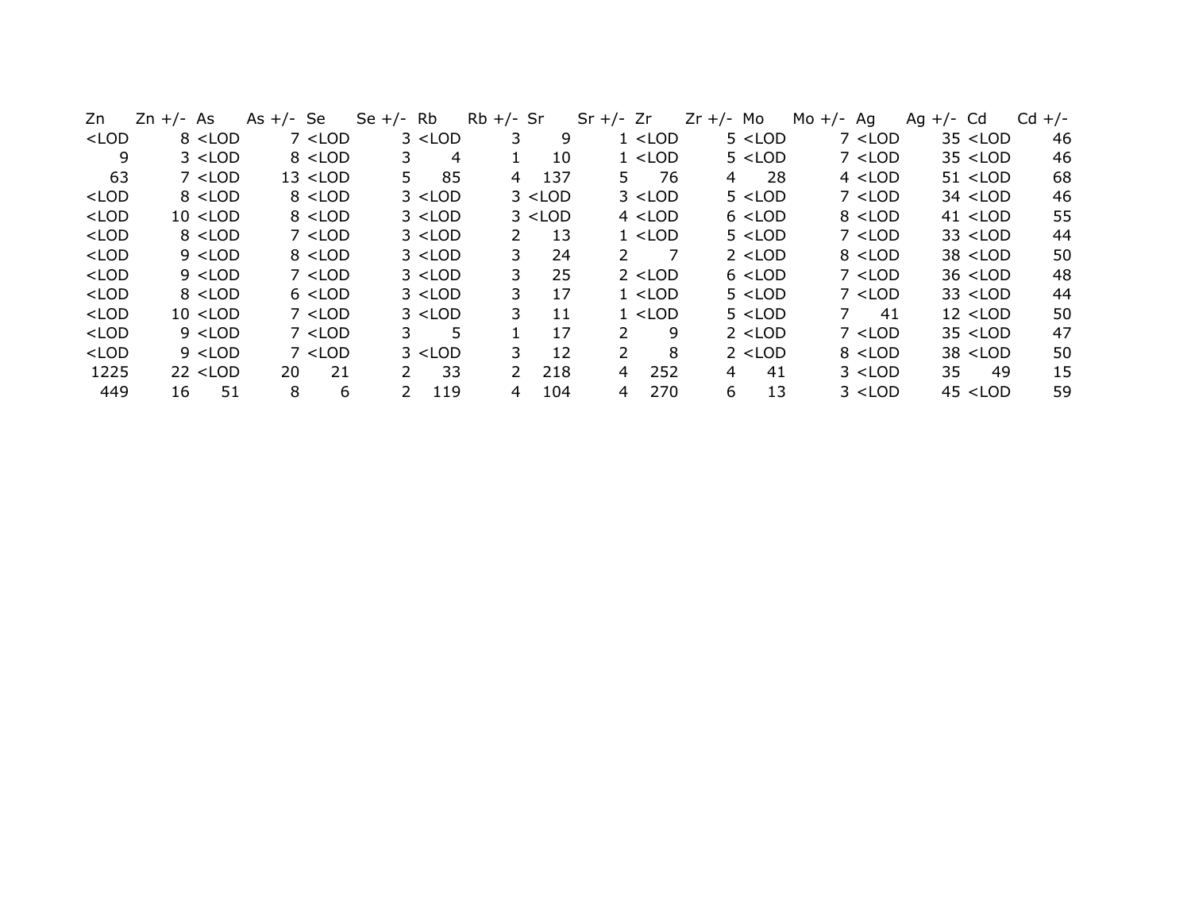| Zn | Zn +/- | As | As +/- | Se | Se +/- | Rb | Rb +/- | Sr | Sr +/- | Zr | Zr +/- | Mo | Mo +/- | Ag | Ag +/- | Cd | Cd +/- |
|---|---|---|---|---|---|---|---|---|---|---|---|---|---|---|---|---|---|
| <LOD | 8 | <LOD | 7 | <LOD | 3 | <LOD | 3 | 9 | 1 | <LOD | 5 | <LOD | 7 | <LOD | 35 | <LOD | 46 |
| 9 | 3 | <LOD | 8 | <LOD | 3 | 4 | 1 | 10 | 1 | <LOD | 5 | <LOD | 7 | <LOD | 35 | <LOD | 46 |
| 63 | 7 | <LOD | 13 | <LOD | 5 | 85 | 4 | 137 | 5 | 76 | 4 | 28 | 4 | <LOD | 51 | <LOD | 68 |
| <LOD | 8 | <LOD | 8 | <LOD | 3 | <LOD | 3 | <LOD | 3 | <LOD | 5 | <LOD | 7 | <LOD | 34 | <LOD | 46 |
| <LOD | 10 | <LOD | 8 | <LOD | 3 | <LOD | 3 | <LOD | 4 | <LOD | 6 | <LOD | 8 | <LOD | 41 | <LOD | 55 |
| <LOD | 8 | <LOD | 7 | <LOD | 3 | <LOD | 2 | 13 | 1 | <LOD | 5 | <LOD | 7 | <LOD | 33 | <LOD | 44 |
| <LOD | 9 | <LOD | 8 | <LOD | 3 | <LOD | 3 | 24 | 2 | 7 | 2 | <LOD | 8 | <LOD | 38 | <LOD | 50 |
| <LOD | 9 | <LOD | 7 | <LOD | 3 | <LOD | 3 | 25 | 2 | <LOD | 6 | <LOD | 7 | <LOD | 36 | <LOD | 48 |
| <LOD | 8 | <LOD | 6 | <LOD | 3 | <LOD | 3 | 17 | 1 | <LOD | 5 | <LOD | 7 | <LOD | 33 | <LOD | 44 |
| <LOD | 10 | <LOD | 7 | <LOD | 3 | <LOD | 3 | 11 | 1 | <LOD | 5 | <LOD | 7 | 41 | 12 | <LOD | 50 |
| <LOD | 9 | <LOD | 7 | <LOD | 3 | 5 | 1 | 17 | 2 | 9 | 2 | <LOD | 7 | <LOD | 35 | <LOD | 47 |
| <LOD | 9 | <LOD | 7 | <LOD | 3 | <LOD | 3 | 12 | 2 | 8 | 2 | <LOD | 8 | <LOD | 38 | <LOD | 50 |
| 1225 | 22 | <LOD | 20 | 21 | 2 | 33 | 2 | 218 | 4 | 252 | 4 | 41 | 3 | <LOD | 35 | 49 | 15 |
| 449 | 16 | 51 | 8 | 6 | 2 | 119 | 4 | 104 | 4 | 270 | 6 | 13 | 3 | <LOD | 45 | <LOD | 59 |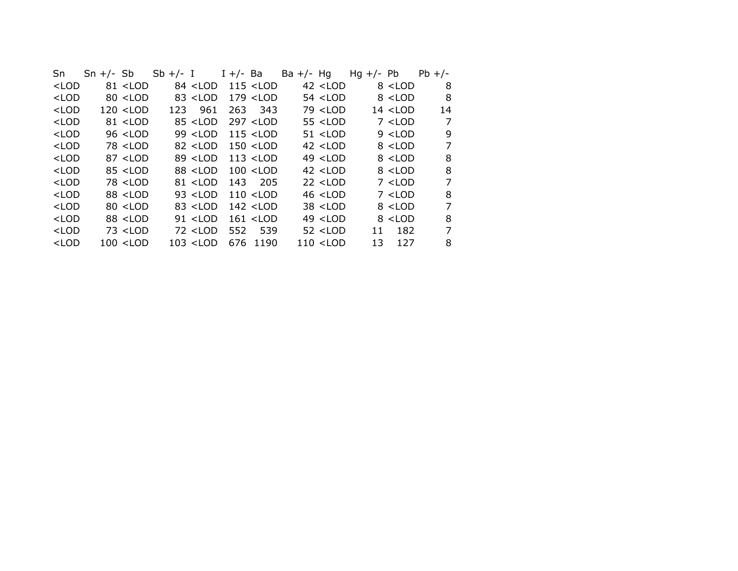| Sn | Sn +/- | Sb | Sb +/- | I | I +/- | Ba | Ba +/- | Hg | Hg +/- | Pb | Pb +/- |
|---|---|---|---|---|---|---|---|---|---|---|---|
| <LOD | 81 | <LOD | 84 | <LOD | 115 | <LOD | 42 | <LOD | 8 | <LOD | 8 |
| <LOD | 80 | <LOD | 83 | <LOD | 179 | <LOD | 54 | <LOD | 8 | <LOD | 8 |
| <LOD | 120 | <LOD | 123 | 961 | 263 | 343 | 79 | <LOD | 14 | <LOD | 14 |
| <LOD | 81 | <LOD | 85 | <LOD | 297 | <LOD | 55 | <LOD | 7 | <LOD | 7 |
| <LOD | 96 | <LOD | 99 | <LOD | 115 | <LOD | 51 | <LOD | 9 | <LOD | 9 |
| <LOD | 78 | <LOD | 82 | <LOD | 150 | <LOD | 42 | <LOD | 8 | <LOD | 7 |
| <LOD | 87 | <LOD | 89 | <LOD | 113 | <LOD | 49 | <LOD | 8 | <LOD | 8 |
| <LOD | 85 | <LOD | 88 | <LOD | 100 | <LOD | 42 | <LOD | 8 | <LOD | 8 |
| <LOD | 78 | <LOD | 81 | <LOD | 143 | 205 | 22 | <LOD | 7 | <LOD | 7 |
| <LOD | 88 | <LOD | 93 | <LOD | 110 | <LOD | 46 | <LOD | 7 | <LOD | 8 |
| <LOD | 80 | <LOD | 83 | <LOD | 142 | <LOD | 38 | <LOD | 8 | <LOD | 7 |
| <LOD | 88 | <LOD | 91 | <LOD | 161 | <LOD | 49 | <LOD | 8 | <LOD | 8 |
| <LOD | 73 | <LOD | 72 | <LOD | 552 | 539 | 52 | <LOD | 11 | 182 | 7 |
| <LOD | 100 | <LOD | 103 | <LOD | 676 | 1190 | 110 | <LOD | 13 | 127 | 8 |